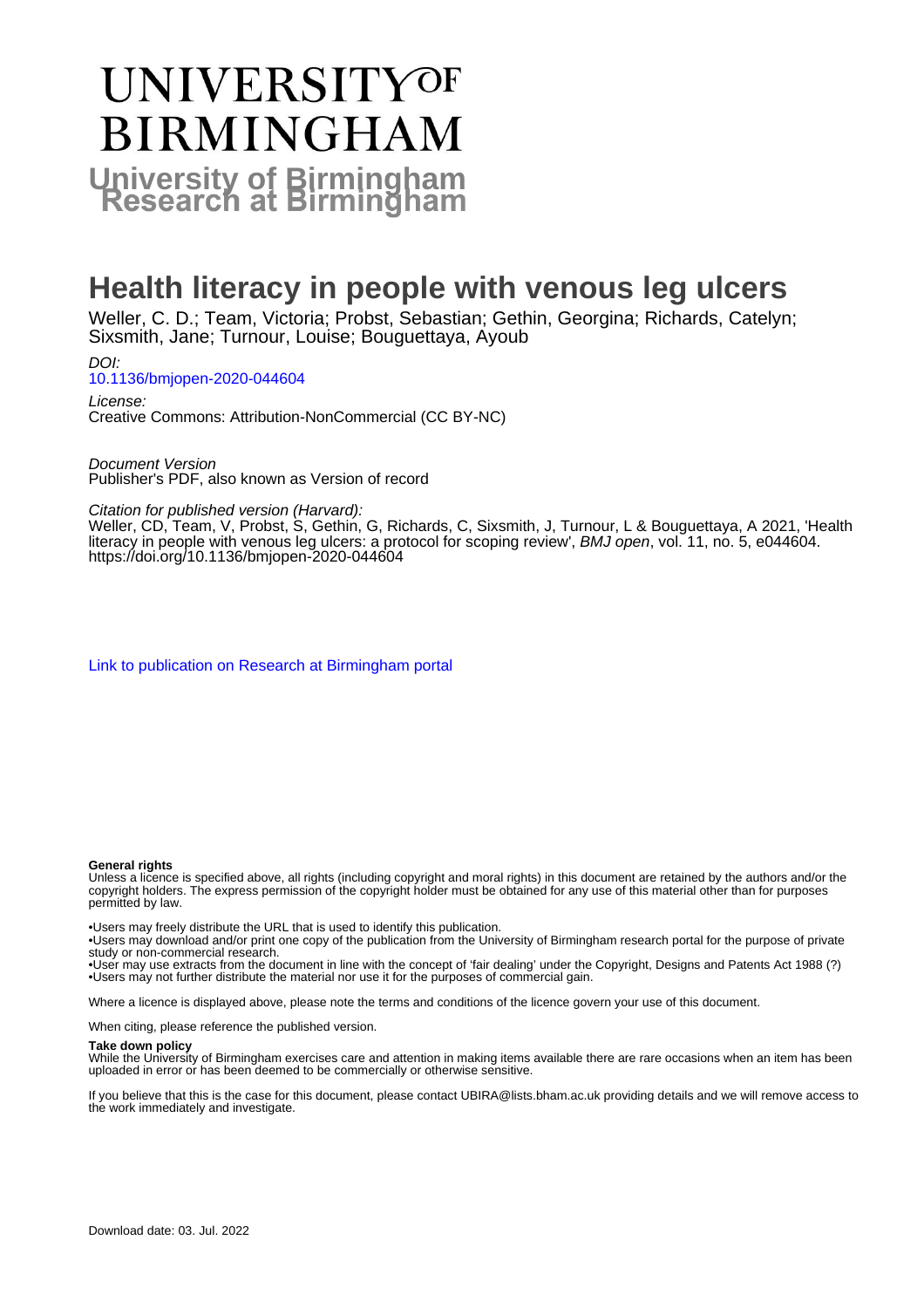# UNIVERSITY OF BIRMINGHAM

**University of Birmingham Research at Birmingham**

# Health literacy in people with venous leg ulcers

Weller, C. D.; Team, Victoria; Probst, Sebastian; Gethin, Georgina; Richards, Catelyn; Sixsmith, Jane; Turnour, Louise; Bouguettaya, Ayoub

*DOI:*
10.1136/bmjopen-2020-044604

*License:*
Creative Commons: Attribution-NonCommercial (CC BY-NC)

*Document Version*
Publisher's PDF, also known as Version of record

*Citation for published version (Harvard):*
Weller, CD, Team, V, Probst, S, Gethin, G, Richards, C, Sixsmith, J, Turnour, L & Bouguettaya, A 2021, 'Health literacy in people with venous leg ulcers: a protocol for scoping review', *BMJ open*, vol. 11, no. 5, e044604. https://doi.org/10.1136/bmjopen-2020-044604

Link to publication on Research at Birmingham portal

**General rights**

Unless a licence is specified above, all rights (including copyright and moral rights) in this document are retained by the authors and/or the copyright holders. The express permission of the copyright holder must be obtained for any use of this material other than for purposes permitted by law.

- •Users may freely distribute the URL that is used to identify this publication.
- •Users may download and/or print one copy of the publication from the University of Birmingham research portal for the purpose of private study or non-commercial research.
- •User may use extracts from the document in line with the concept of 'fair dealing' under the Copyright, Designs and Patents Act 1988 (?)
- •Users may not further distribute the material nor use it for the purposes of commercial gain.

Where a licence is displayed above, please note the terms and conditions of the licence govern your use of this document.

When citing, please reference the published version.

**Take down policy**

While the University of Birmingham exercises care and attention in making items available there are rare occasions when an item has been uploaded in error or has been deemed to be commercially or otherwise sensitive.

If you believe that this is the case for this document, please contact UBIRA@lists.bham.ac.uk providing details and we will remove access to the work immediately and investigate.

Download date: 03. Jul. 2022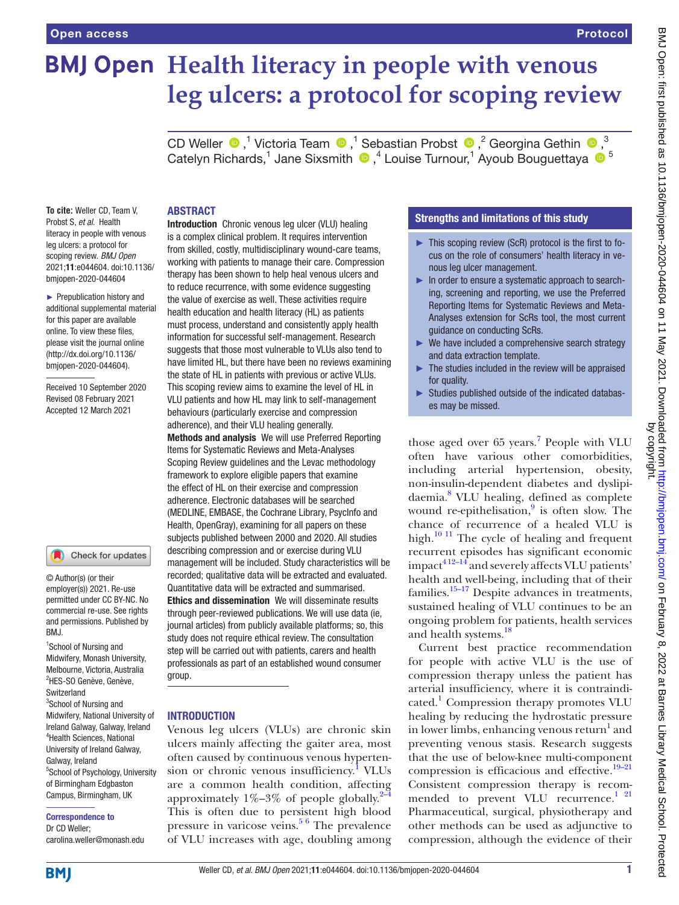# Health literacy in people with venous leg ulcers: a protocol for scoping review

CD Weller,[1] Victoria Team,[1] Sebastian Probst,[2] Georgina Gethin,[3] Catelyn Richards,[1] Jane Sixsmith,[4] Louise Turnour,[1] Ayoub Bouguettaya[5]

**To cite:** Weller CD, Team V, Probst S, *et al*. Health literacy in people with venous leg ulcers: a protocol for scoping review. *BMJ Open* 2021;**11**:e044604. doi:10.1136/bmjopen-2020-044604

► Prepublication history and additional supplemental material for this paper are available online. To view these files, please visit the journal online (http://dx.doi.org/10.1136/bmjopen-2020-044604).

Received 10 September 2020
Revised 08 February 2021
Accepted 12 March 2021

© Author(s) (or their employer(s)) 2021. Re-use permitted under CC BY-NC. No commercial re-use. See rights and permissions. Published by BMJ.

[1]School of Nursing and Midwifery, Monash University, Melbourne, Victoria, Australia
[2]HES-SO Genève, Genève, Switzerland
[3]School of Nursing and Midwifery, National University of Ireland Galway, Galway, Ireland
[4]Health Sciences, National University of Ireland Galway, Galway, Ireland
[5]School of Psychology, University of Birmingham Edgbaston Campus, Birmingham, UK

**Correspondence to**
Dr CD Weller;
carolina.weller@monash.edu

## ABSTRACT

**Introduction** Chronic venous leg ulcer (VLU) healing is a complex clinical problem. It requires intervention from skilled, costly, multidisciplinary wound-care teams, working with patients to manage their care. Compression therapy has been shown to help heal venous ulcers and to reduce recurrence, with some evidence suggesting the value of exercise as well. These activities require health education and health literacy (HL) as patients must process, understand and consistently apply health information for successful self-management. Research suggests that those most vulnerable to VLUs also tend to have limited HL, but there have been no reviews examining the state of HL in patients with previous or active VLUs. This scoping review aims to examine the level of HL in VLU patients and how HL may link to self-management behaviours (particularly exercise and compression adherence), and their VLU healing generally.

**Methods and analysis** We will use Preferred Reporting Items for Systematic Reviews and Meta-Analyses Scoping Review guidelines and the Levac methodology framework to explore eligible papers that examine the effect of HL on their exercise and compression adherence. Electronic databases will be searched (MEDLINE, EMBASE, the Cochrane Library, PsycInfo and Health, OpenGray), examining for all papers on these subjects published between 2000 and 2020. All studies describing compression and or exercise during VLU management will be included. Study characteristics will be recorded; qualitative data will be extracted and evaluated. Quantitative data will be extracted and summarised.

**Ethics and dissemination** We will disseminate results through peer-reviewed publications. We will use data (ie, journal articles) from publicly available platforms; so, this study does not require ethical review. The consultation step will be carried out with patients, carers and health professionals as part of an established wound consumer group.

## Strengths and limitations of this study

- This scoping review (ScR) protocol is the first to focus on the role of consumers' health literacy in venous leg ulcer management.
- In order to ensure a systematic approach to searching, screening and reporting, we use the Preferred Reporting Items for Systematic Reviews and Meta-Analyses extension for ScRs tool, the most current guidance on conducting ScRs.
- We have included a comprehensive search strategy and data extraction template.
- The studies included in the review will be appraised for quality.
- Studies published outside of the indicated databases may be missed.

## INTRODUCTION

Venous leg ulcers (VLUs) are chronic skin ulcers mainly affecting the gaiter area, most often caused by continuous venous hypertension or chronic venous insufficiency.[1] VLUs are a common health condition, affecting approximately 1%–3% of people globally.[2–4] This is often due to persistent high blood pressure in varicose veins.[5,6] The prevalence of VLU increases with age, doubling among those aged over 65 years.[7] People with VLU often have various other comorbidities, including arterial hypertension, obesity, non-insulin-dependent diabetes and dyslipidaemia.[8] VLU healing, defined as complete wound re-epithelisation,[9] is often slow. The chance of recurrence of a healed VLU is high.[10,11] The cycle of healing and frequent recurrent episodes has significant economic impact[4,12–14] and severely affects VLU patients' health and well-being, including that of their families.[15–17] Despite advances in treatments, sustained healing of VLU continues to be an ongoing problem for patients, health services and health systems.[18]

Current best practice recommendation for people with active VLU is the use of compression therapy unless the patient has arterial insufficiency, where it is contraindicated.[1] Compression therapy promotes VLU healing by reducing the hydrostatic pressure in lower limbs, enhancing venous return[1] and preventing venous stasis. Research suggests that the use of below-knee multi-component compression is efficacious and effective.[19–21] Consistent compression therapy is recommended to prevent VLU recurrence.[1,21] Pharmaceutical, surgical, physiotherapy and other methods can be used as adjunctive to compression, although the evidence of their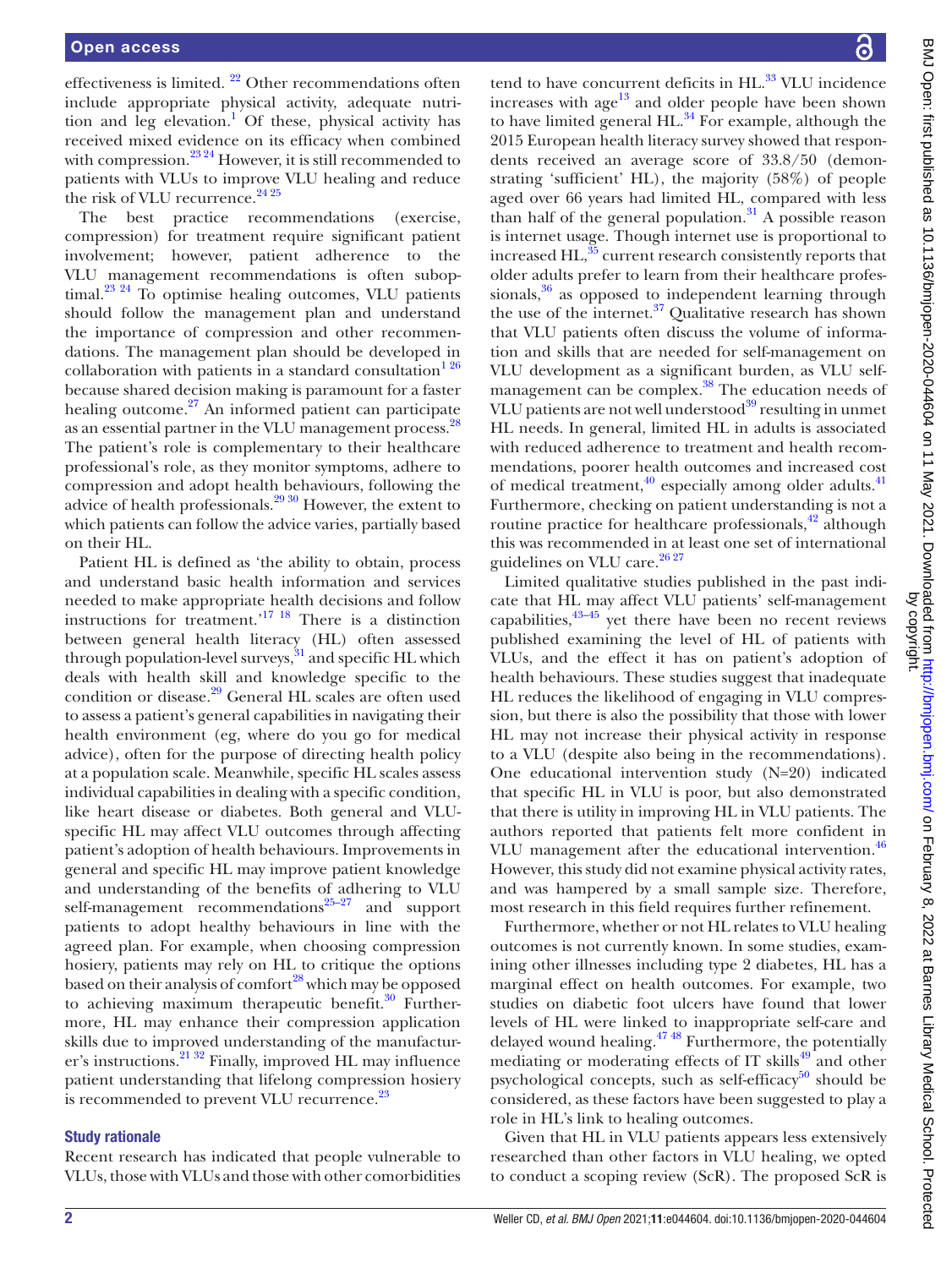effectiveness is limited. [22] Other recommendations often include appropriate physical activity, adequate nutrition and leg elevation.[1] Of these, physical activity has received mixed evidence on its efficacy when combined with compression.[23 24] However, it is still recommended to patients with VLUs to improve VLU healing and reduce the risk of VLU recurrence.[24 25]

The best practice recommendations (exercise, compression) for treatment require significant patient involvement; however, patient adherence to the VLU management recommendations is often suboptimal.[23 24] To optimise healing outcomes, VLU patients should follow the management plan and understand the importance of compression and other recommendations. The management plan should be developed in collaboration with patients in a standard consultation[1 26] because shared decision making is paramount for a faster healing outcome.[27] An informed patient can participate as an essential partner in the VLU management process.[28] The patient's role is complementary to their healthcare professional's role, as they monitor symptoms, adhere to compression and adopt health behaviours, following the advice of health professionals.[29 30] However, the extent to which patients can follow the advice varies, partially based on their HL.

Patient HL is defined as 'the ability to obtain, process and understand basic health information and services needed to make appropriate health decisions and follow instructions for treatment.'[17 18] There is a distinction between general health literacy (HL) often assessed through population-level surveys,[31] and specific HL which deals with health skill and knowledge specific to the condition or disease.[29] General HL scales are often used to assess a patient's general capabilities in navigating their health environment (eg, where do you go for medical advice), often for the purpose of directing health policy at a population scale. Meanwhile, specific HL scales assess individual capabilities in dealing with a specific condition, like heart disease or diabetes. Both general and VLU-specific HL may affect VLU outcomes through affecting patient's adoption of health behaviours. Improvements in general and specific HL may improve patient knowledge and understanding of the benefits of adhering to VLU self-management recommendations[25–27] and support patients to adopt healthy behaviours in line with the agreed plan. For example, when choosing compression hosiery, patients may rely on HL to critique the options based on their analysis of comfort[28] which may be opposed to achieving maximum therapeutic benefit.[30] Furthermore, HL may enhance their compression application skills due to improved understanding of the manufacturer's instructions.[21 32] Finally, improved HL may influence patient understanding that lifelong compression hosiery is recommended to prevent VLU recurrence.[23]

## Study rationale

Recent research has indicated that people vulnerable to VLUs, those with VLUs and those with other comorbidities tend to have concurrent deficits in HL.[33] VLU incidence increases with age[13] and older people have been shown to have limited general HL.[34] For example, although the 2015 European health literacy survey showed that respondents received an average score of 33.8/50 (demonstrating 'sufficient' HL), the majority (58%) of people aged over 66 years had limited HL, compared with less than half of the general population.[31] A possible reason is internet usage. Though internet use is proportional to increased HL,[35] current research consistently reports that older adults prefer to learn from their healthcare professionals,[36] as opposed to independent learning through the use of the internet.[37] Qualitative research has shown that VLU patients often discuss the volume of information and skills that are needed for self-management on VLU development as a significant burden, as VLU self-management can be complex.[38] The education needs of VLU patients are not well understood[39] resulting in unmet HL needs. In general, limited HL in adults is associated with reduced adherence to treatment and health recommendations, poorer health outcomes and increased cost of medical treatment,[40] especially among older adults.[41] Furthermore, checking on patient understanding is not a routine practice for healthcare professionals,[42] although this was recommended in at least one set of international guidelines on VLU care.[26 27]

Limited qualitative studies published in the past indicate that HL may affect VLU patients' self-management capabilities,[43–45] yet there have been no recent reviews published examining the level of HL of patients with VLUs, and the effect it has on patient's adoption of health behaviours. These studies suggest that inadequate HL reduces the likelihood of engaging in VLU compression, but there is also the possibility that those with lower HL may not increase their physical activity in response to a VLU (despite also being in the recommendations). One educational intervention study (N=20) indicated that specific HL in VLU is poor, but also demonstrated that there is utility in improving HL in VLU patients. The authors reported that patients felt more confident in VLU management after the educational intervention.[46] However, this study did not examine physical activity rates, and was hampered by a small sample size. Therefore, most research in this field requires further refinement.

Furthermore, whether or not HL relates to VLU healing outcomes is not currently known. In some studies, examining other illnesses including type 2 diabetes, HL has a marginal effect on health outcomes. For example, two studies on diabetic foot ulcers have found that lower levels of HL were linked to inappropriate self-care and delayed wound healing.[47 48] Furthermore, the potentially mediating or moderating effects of IT skills[49] and other psychological concepts, such as self-efficacy[50] should be considered, as these factors have been suggested to play a role in HL's link to healing outcomes.

Given that HL in VLU patients appears less extensively researched than other factors in VLU healing, we opted to conduct a scoping review (ScR). The proposed ScR is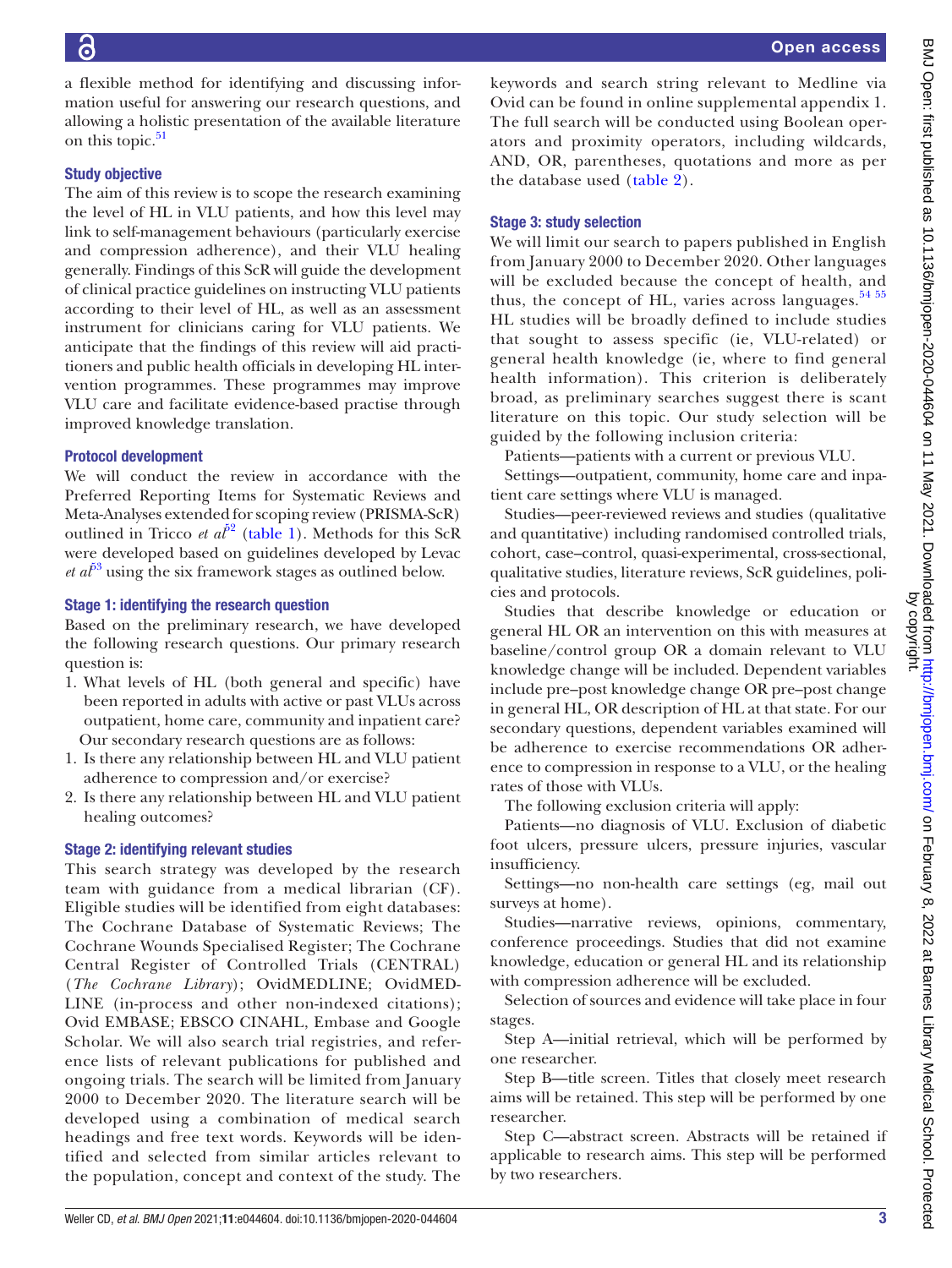a flexible method for identifying and discussing information useful for answering our research questions, and allowing a holistic presentation of the available literature on this topic.[51]

### Study objective

The aim of this review is to scope the research examining the level of HL in VLU patients, and how this level may link to self-management behaviours (particularly exercise and compression adherence), and their VLU healing generally. Findings of this ScR will guide the development of clinical practice guidelines on instructing VLU patients according to their level of HL, as well as an assessment instrument for clinicians caring for VLU patients. We anticipate that the findings of this review will aid practitioners and public health officials in developing HL intervention programmes. These programmes may improve VLU care and facilitate evidence-based practise through improved knowledge translation.

### Protocol development

We will conduct the review in accordance with the Preferred Reporting Items for Systematic Reviews and Meta-Analyses extended for scoping review (PRISMA-ScR) outlined in Tricco *et al*[52] (table 1). Methods for this ScR were developed based on guidelines developed by Levac *et al*[53] using the six framework stages as outlined below.

### Stage 1: identifying the research question

Based on the preliminary research, we have developed the following research questions. Our primary research question is:

1. What levels of HL (both general and specific) have been reported in adults with active or past VLUs across outpatient, home care, community and inpatient care?

Our secondary research questions are as follows:

1. Is there any relationship between HL and VLU patient adherence to compression and/or exercise?
2. Is there any relationship between HL and VLU patient healing outcomes?

### Stage 2: identifying relevant studies

This search strategy was developed by the research team with guidance from a medical librarian (CF). Eligible studies will be identified from eight databases: The Cochrane Database of Systematic Reviews; The Cochrane Wounds Specialised Register; The Cochrane Central Register of Controlled Trials (CENTRAL) (*The Cochrane Library*); OvidMEDLINE; OvidMEDLINE (in-process and other non-indexed citations); Ovid EMBASE; EBSCO CINAHL, Embase and Google Scholar. We will also search trial registries, and reference lists of relevant publications for published and ongoing trials. The search will be limited from January 2000 to December 2020. The literature search will be developed using a combination of medical search headings and free text words. Keywords will be identified and selected from similar articles relevant to the population, concept and context of the study. The keywords and search string relevant to Medline via Ovid can be found in online supplemental appendix 1. The full search will be conducted using Boolean operators and proximity operators, including wildcards, AND, OR, parentheses, quotations and more as per the database used (table 2).

### Stage 3: study selection

We will limit our search to papers published in English from January 2000 to December 2020. Other languages will be excluded because the concept of health, and thus, the concept of HL, varies across languages.[54 55] HL studies will be broadly defined to include studies that sought to assess specific (ie, VLU-related) or general health knowledge (ie, where to find general health information). This criterion is deliberately broad, as preliminary searches suggest there is scant literature on this topic. Our study selection will be guided by the following inclusion criteria:

Patients—patients with a current or previous VLU.

Settings—outpatient, community, home care and inpatient care settings where VLU is managed.

Studies—peer-reviewed reviews and studies (qualitative and quantitative) including randomised controlled trials, cohort, case–control, quasi-experimental, cross-sectional, qualitative studies, literature reviews, ScR guidelines, policies and protocols.

Studies that describe knowledge or education or general HL OR an intervention on this with measures at baseline/control group OR a domain relevant to VLU knowledge change will be included. Dependent variables include pre–post knowledge change OR pre–post change in general HL, OR description of HL at that state. For our secondary questions, dependent variables examined will be adherence to exercise recommendations OR adherence to compression in response to a VLU, or the healing rates of those with VLUs.

The following exclusion criteria will apply:

Patients—no diagnosis of VLU. Exclusion of diabetic foot ulcers, pressure ulcers, pressure injuries, vascular insufficiency.

Settings—no non-health care settings (eg, mail out surveys at home).

Studies—narrative reviews, opinions, commentary, conference proceedings. Studies that did not examine knowledge, education or general HL and its relationship with compression adherence will be excluded.

Selection of sources and evidence will take place in four stages.

Step A—initial retrieval, which will be performed by one researcher.

Step B—title screen. Titles that closely meet research aims will be retained. This step will be performed by one researcher.

Step C—abstract screen. Abstracts will be retained if applicable to research aims. This step will be performed by two researchers.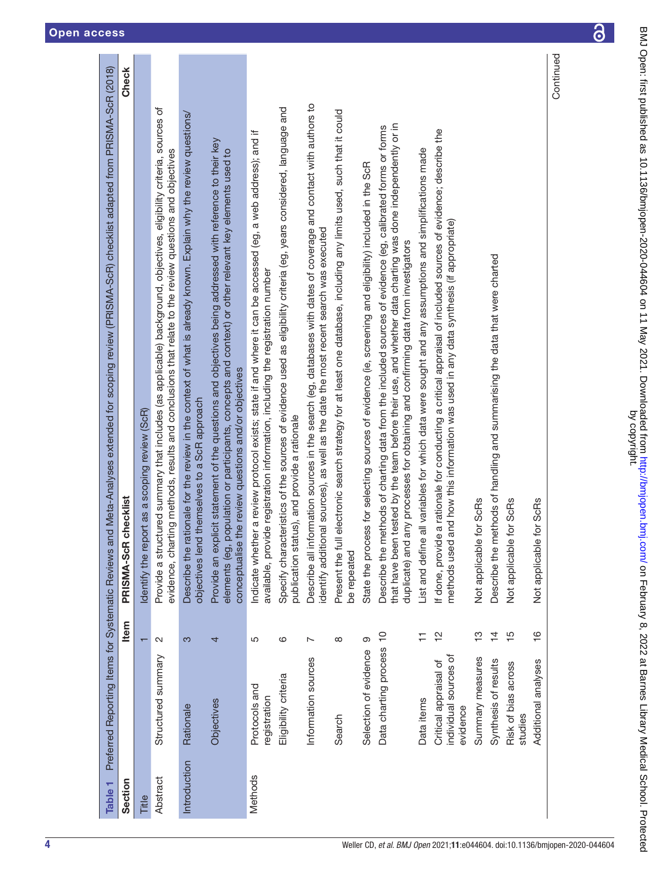**Table 1** Preferred Reporting Items for Systematic Reviews and Meta-Analyses extended for scoping review (PRISMA-ScR) checklist adapted from PRISMA-ScR (2018)

| Section | | Item | PRISMA-ScR checklist | Check |
|---|---|---|---|---|
| Title | | 1 | Identify the report as a scoping review (ScR) | |
| Abstract | Structured summary | 2 | Provide a structured summary that includes (as applicable) background, objectives, eligibility criteria, sources of evidence, charting methods, results and conclusions that relate to the review questions and objectives | |
| Introduction | Rationale | 3 | Describe the rationale for the review in the context of what is already known. Explain why the review questions/objectives lend themselves to a ScR approach | |
| | Objectives | 4 | Provide an explicit statement of the questions and objectives being addressed with reference to their key elements (eg, population or participants, concepts and context) or other relevant key elements used to conceptualise the review questions and/or objectives | |
| Methods | Protocols and registration | 5 | Indicate whether a review protocol exists; state if and where it can be accessed (eg, a web address); and if available, provide registration information, including the registration number | |
| | Eligibility criteria | 6 | Specify characteristics of the sources of evidence used as eligibility criteria (eg, years considered, language and publication status), and provide a rationale | |
| | Information sources | 7 | Describe all information sources in the search (eg, databases with dates of coverage and contact with authors to identify additional sources), as well as the date the most recent search was executed | |
| | Search | 8 | Present the full electronic search strategy for at least one database, including any limits used, such that it could be repeated | |
| | Selection of evidence | 9 | State the process for selecting sources of evidence (ie, screening and eligibility) included in the ScR | |
| | Data charting process | 10 | Describe the methods of charting data from the included sources of evidence (eg, calibrated forms or forms that have been tested by the team before their use, and whether data charting was done independently or in duplicate) and any processes for obtaining and confirming data from investigators | |
| | Data items | 11 | List and define all variables for which data were sought and any assumptions and simplifications made | |
| | Critical appraisal of individual sources of evidence | 12 | If done, provide a rationale for conducting a critical appraisal of included sources of evidence; describe the methods used and how this information was used in any data synthesis (if appropriate) | |
| | Summary measures | 13 | Not applicable for ScRs | |
| | Synthesis of results | 14 | Describe the methods of handling and summarising the data that were charted | |
| | Risk of bias across studies | 15 | Not applicable for ScRs | |
| | Additional analyses | 16 | Not applicable for ScRs | |

Continued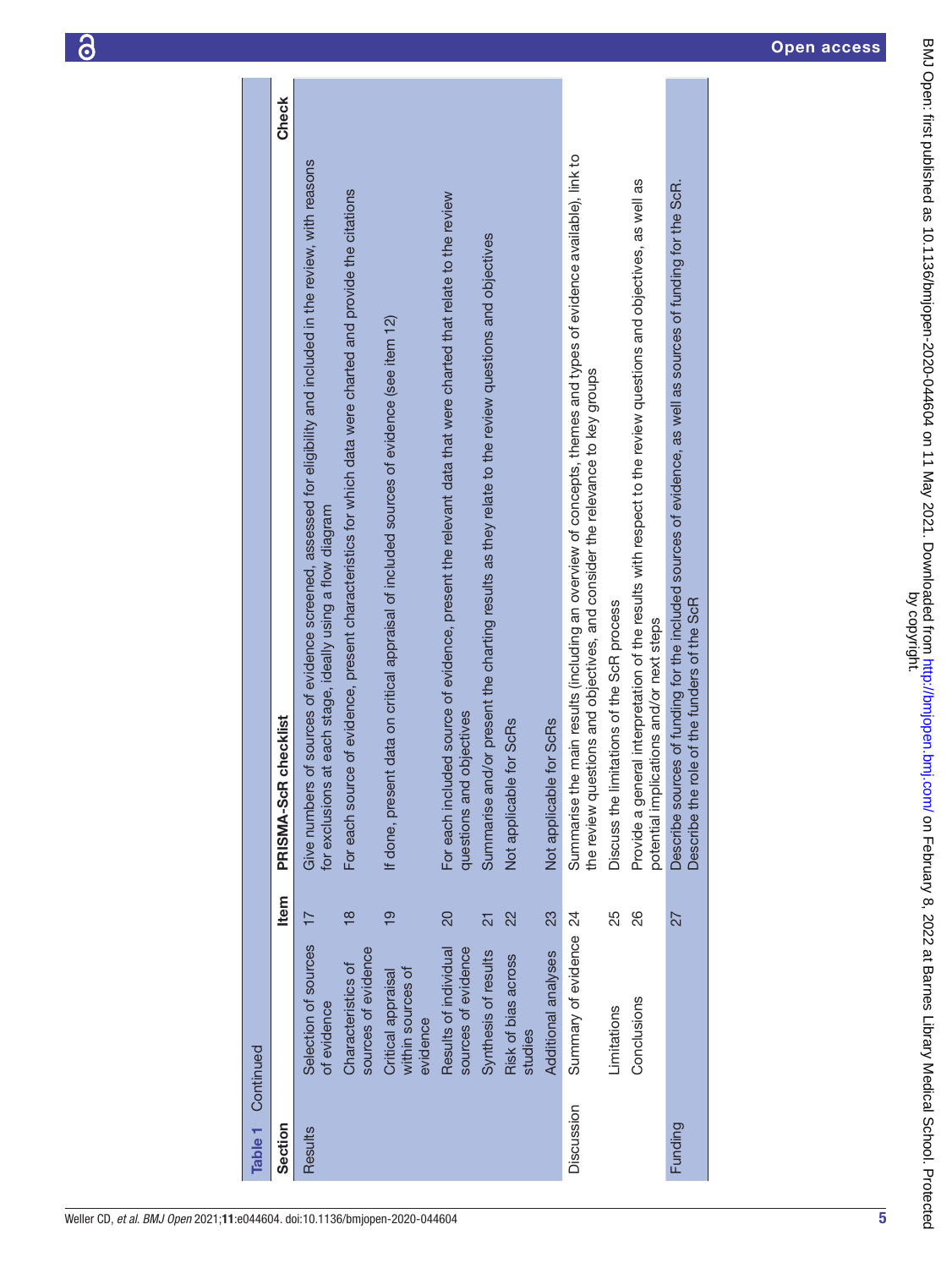Table 1 Continued

| Section | | Item | PRISMA-ScR checklist | Check |
|---|---|---|---|---|
| Results | Selection of sources of evidence | 17 | Give numbers of sources of evidence screened, assessed for eligibility and included in the review, with reasons for exclusions at each stage, ideally using a flow diagram | |
| | Characteristics of sources of evidence | 18 | For each source of evidence, present characteristics for which data were charted and provide the citations | |
| | Critical appraisal within sources of evidence | 19 | If done, present data on critical appraisal of included sources of evidence (see item 12) | |
| | Results of individual sources of evidence | 20 | For each included source of evidence, present the relevant data that were charted that relate to the review questions and objectives | |
| | Synthesis of results | 21 | Summarise and/or present the charting results as they relate to the review questions and objectives | |
| | Risk of bias across studies | 22 | Not applicable for ScRs | |
| | Additional analyses | 23 | Not applicable for ScRs | |
| Discussion | Summary of evidence | 24 | Summarise the main results (including an overview of concepts, themes and types of evidence available), link to the review questions and objectives, and consider the relevance to key groups | |
| | Limitations | 25 | Discuss the limitations of the ScR process | |
| | Conclusions | 26 | Provide a general interpretation of the results with respect to the review questions and objectives, as well as potential implications and/or next steps | |
| Funding | | 27 | Describe sources of funding for the included sources of evidence, as well as sources of funding for the ScR. Describe the role of the funders of the ScR | |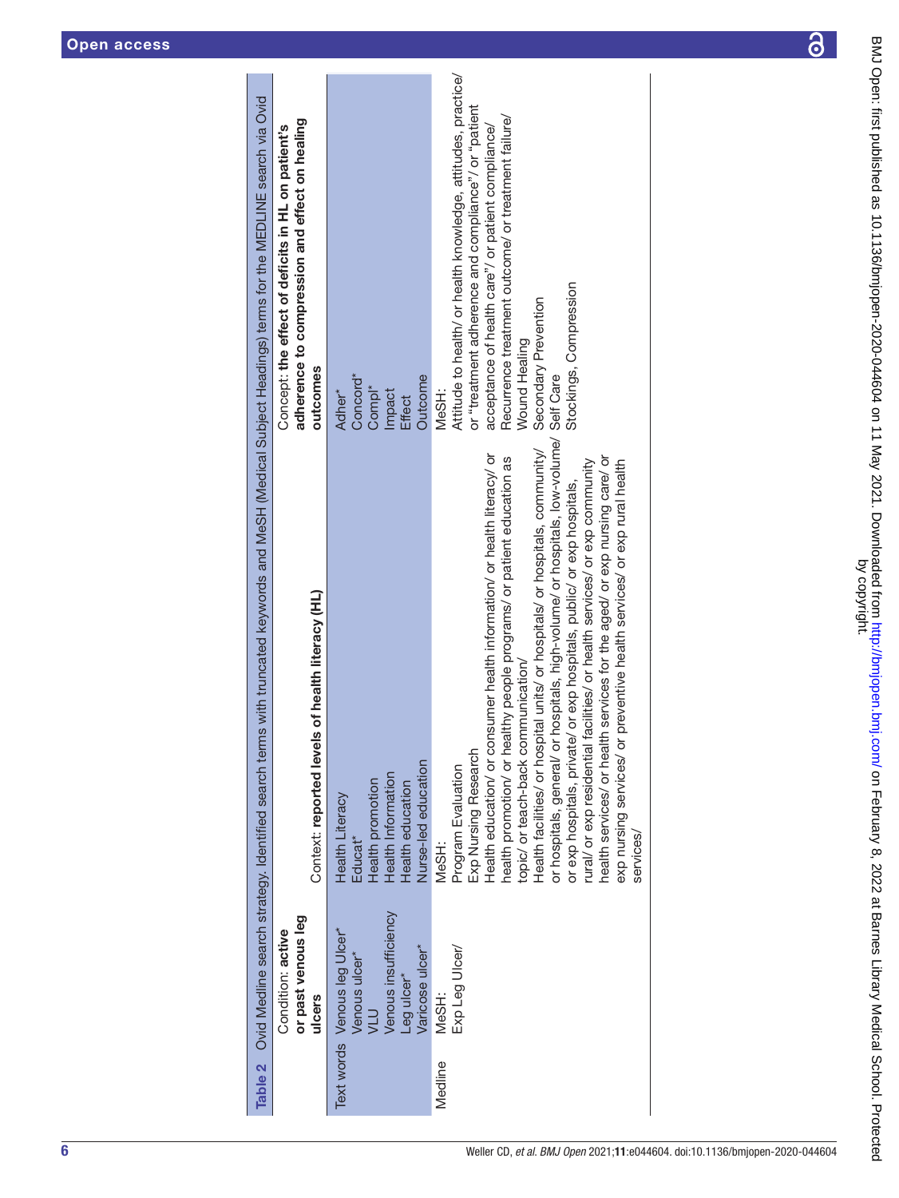**Table 2** Ovid Medline search strategy. Identified search terms with truncated keywords and MeSH (Medical Subject Headings) terms for the MEDLINE search via Ovid

| | Condition: **active or past venous leg ulcers** | Context: **reported levels of health literacy (HL)** | Concept: **the effect of deficits in HL on patient's adherence to compression and effect on healing outcomes** |
|---|---|---|---|
| Text words | Venous leg Ulcer*<br>Venous ulcer*<br>VLU<br>Venous insufficiency<br>Leg ulcer*<br>Varicose ulcer* | Health Literacy<br>Educat*<br>Health promotion<br>Health Information<br>Health education<br>Nurse-led education | Adher*<br>Concord*<br>Compl*<br>Impact<br>Effect<br>Outcome |
| Medline | MeSH:<br>Exp Leg Ulcer/ | MeSH:<br>Program Evaluation<br>Exp Nursing Research<br>Health education/ or consumer health information/ or health literacy/ or health promotion/ or healthy people programs/ or patient education as topic/ or teach-back communication/<br>Health facilities/ or hospital units/ or hospitals/ or hospitals, community/ or hospitals, general/ or hospitals, high-volume/ or hospitals, low-volume/ or exp hospitals, private/ or exp hospitals, public/ or exp hospitals, rural/ or exp residential facilities/ or health services/ or exp community health services/ or health services for the aged/ or exp nursing care/ or exp nursing services/ or preventive health services/ or exp rural health services/ | MeSH:<br>Attitude to health/ or health knowledge, attitudes, practice/ or "treatment adherence and compliance"/ or "patient acceptance of health care"/ or patient compliance/<br>Recurrence treatment outcome/ or treatment failure/<br>Wound Healing<br>Secondary Prevention<br>Self Care<br>Stockings, Compression |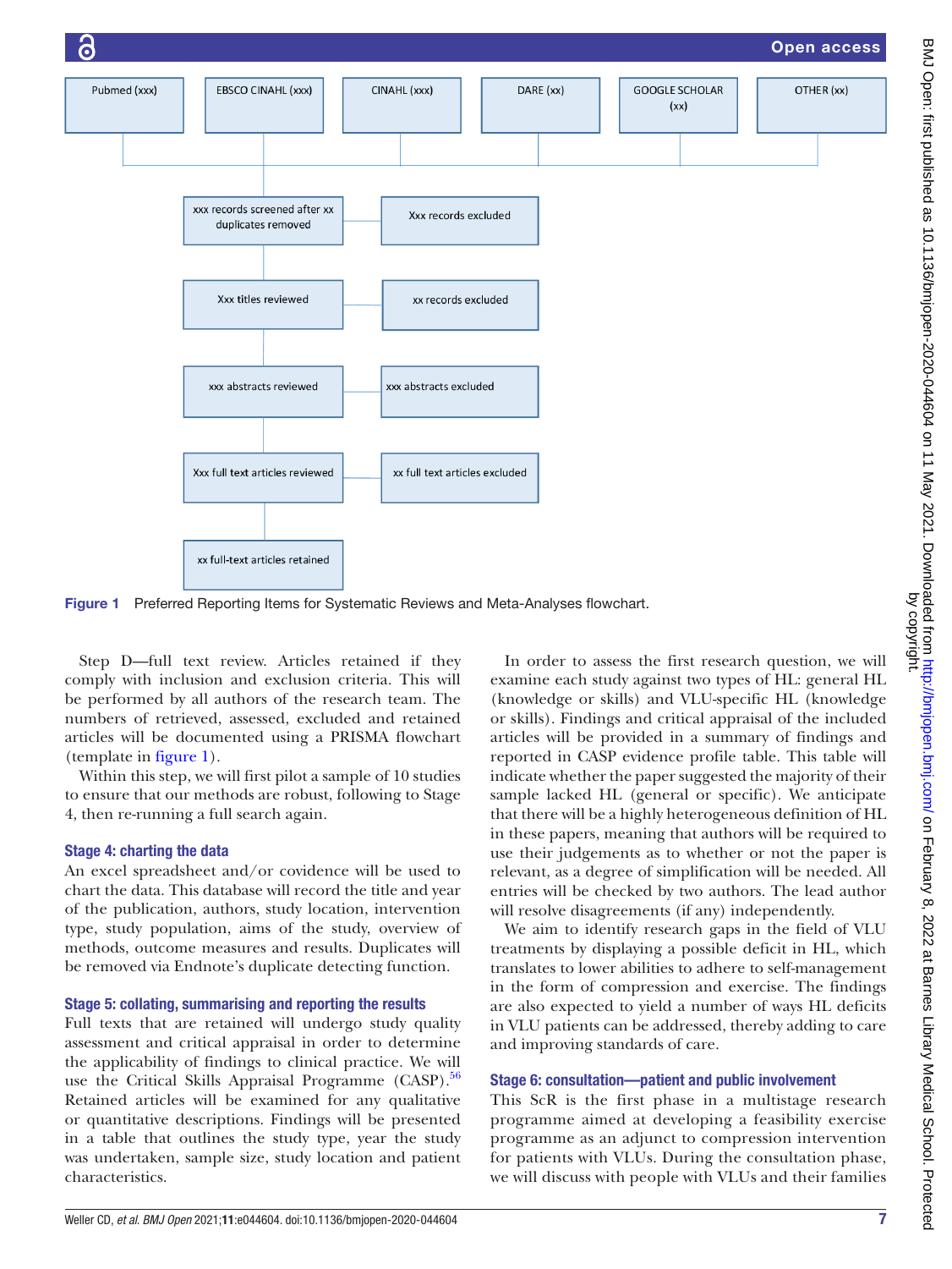Pubmed (xxx) | EBSCO CINAHL (xxx) | CINAHL (xxx) | DARE (xx) | GOOGLE SCHOLAR (xx) | OTHER (xx)

- xxx records screened after xx duplicates removed → Xxx records excluded
- Xxx titles reviewed → xx records excluded
- xxx abstracts reviewed → xxx abstracts excluded
- Xxx full text articles reviewed → xx full text articles excluded
- xx full-text articles retained

**Figure 1** Preferred Reporting Items for Systematic Reviews and Meta-Analyses flowchart.

Step D—full text review. Articles retained if they comply with inclusion and exclusion criteria. This will be performed by all authors of the research team. The numbers of retrieved, assessed, excluded and retained articles will be documented using a PRISMA flowchart (template in figure 1).

Within this step, we will first pilot a sample of 10 studies to ensure that our methods are robust, following to Stage 4, then re-running a full search again.

### Stage 4: charting the data

An excel spreadsheet and/or covidence will be used to chart the data. This database will record the title and year of the publication, authors, study location, intervention type, study population, aims of the study, overview of methods, outcome measures and results. Duplicates will be removed via Endnote's duplicate detecting function.

### Stage 5: collating, summarising and reporting the results

Full texts that are retained will undergo study quality assessment and critical appraisal in order to determine the applicability of findings to clinical practice. We will use the Critical Skills Appraisal Programme (CASP).[56] Retained articles will be examined for any qualitative or quantitative descriptions. Findings will be presented in a table that outlines the study type, year the study was undertaken, sample size, study location and patient characteristics.

In order to assess the first research question, we will examine each study against two types of HL: general HL (knowledge or skills) and VLU-specific HL (knowledge or skills). Findings and critical appraisal of the included articles will be provided in a summary of findings and reported in CASP evidence profile table. This table will indicate whether the paper suggested the majority of their sample lacked HL (general or specific). We anticipate that there will be a highly heterogeneous definition of HL in these papers, meaning that authors will be required to use their judgements as to whether or not the paper is relevant, as a degree of simplification will be needed. All entries will be checked by two authors. The lead author will resolve disagreements (if any) independently.

We aim to identify research gaps in the field of VLU treatments by displaying a possible deficit in HL, which translates to lower abilities to adhere to self-management in the form of compression and exercise. The findings are also expected to yield a number of ways HL deficits in VLU patients can be addressed, thereby adding to care and improving standards of care.

### Stage 6: consultation—patient and public involvement

This ScR is the first phase in a multistage research programme aimed at developing a feasibility exercise programme as an adjunct to compression intervention for patients with VLUs. During the consultation phase, we will discuss with people with VLUs and their families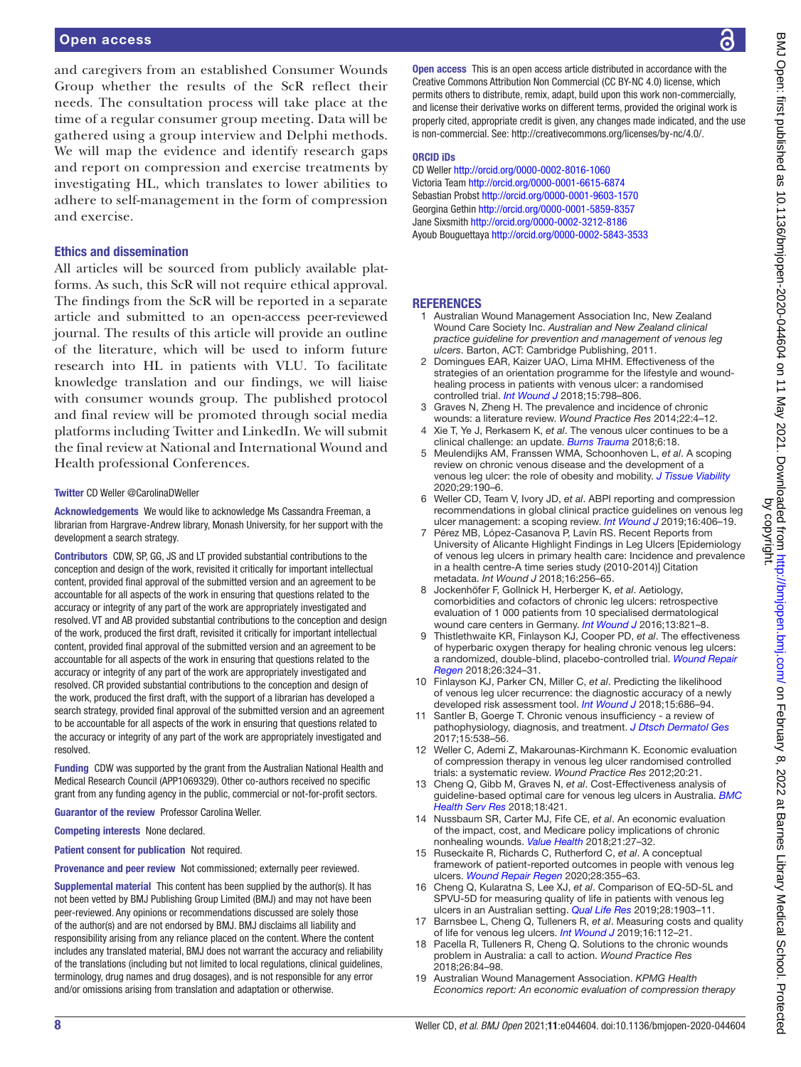and caregivers from an established Consumer Wounds Group whether the results of the ScR reflect their needs. The consultation process will take place at the time of a regular consumer group meeting. Data will be gathered using a group interview and Delphi methods. We will map the evidence and identify research gaps and report on compression and exercise treatments by investigating HL, which translates to lower abilities to adhere to self-management in the form of compression and exercise.

## Ethics and dissemination

All articles will be sourced from publicly available platforms. As such, this ScR will not require ethical approval. The findings from the ScR will be reported in a separate article and submitted to an open-access peer-reviewed journal. The results of this article will provide an outline of the literature, which will be used to inform future research into HL in patients with VLU. To facilitate knowledge translation and our findings, we will liaise with consumer wounds group. The published protocol and final review will be promoted through social media platforms including Twitter and LinkedIn. We will submit the final review at National and International Wound and Health professional Conferences.

**Twitter** CD Weller @CarolinaDWeller

**Acknowledgements** We would like to acknowledge Ms Cassandra Freeman, a librarian from Hargrave-Andrew library, Monash University, for her support with the development a search strategy.

**Contributors** CDW, SP, GG, JS and LT provided substantial contributions to the conception and design of the work, revisited it critically for important intellectual content, provided final approval of the submitted version and an agreement to be accountable for all aspects of the work in ensuring that questions related to the accuracy or integrity of any part of the work are appropriately investigated and resolved. VT and AB provided substantial contributions to the conception and design of the work, produced the first draft, revisited it critically for important intellectual content, provided final approval of the submitted version and an agreement to be accountable for all aspects of the work in ensuring that questions related to the accuracy or integrity of any part of the work are appropriately investigated and resolved. CR provided substantial contributions to the conception and design of the work, produced the first draft, with the support of a librarian has developed a search strategy, provided final approval of the submitted version and an agreement to be accountable for all aspects of the work in ensuring that questions related to the accuracy or integrity of any part of the work are appropriately investigated and resolved.

**Funding** CDW was supported by the grant from the Australian National Health and Medical Research Council (APP1069329). Other co-authors received no specific grant from any funding agency in the public, commercial or not-for-profit sectors.

**Guarantor of the review** Professor Carolina Weller.

**Competing interests** None declared.

**Patient consent for publication** Not required.

**Provenance and peer review** Not commissioned; externally peer reviewed.

**Supplemental material** This content has been supplied by the author(s). It has not been vetted by BMJ Publishing Group Limited (BMJ) and may not have been peer-reviewed. Any opinions or recommendations discussed are solely those of the author(s) and are not endorsed by BMJ. BMJ disclaims all liability and responsibility arising from any reliance placed on the content. Where the content includes any translated material, BMJ does not warrant the accuracy and reliability of the translations (including but not limited to local regulations, clinical guidelines, terminology, drug names and drug dosages), and is not responsible for any error and/or omissions arising from translation and adaptation or otherwise.

**Open access** This is an open access article distributed in accordance with the Creative Commons Attribution Non Commercial (CC BY-NC 4.0) license, which permits others to distribute, remix, adapt, build upon this work non-commercially, and license their derivative works on different terms, provided the original work is properly cited, appropriate credit is given, any changes made indicated, and the use is non-commercial. See: http://creativecommons.org/licenses/by-nc/4.0/.

**ORCID iDs**

CD Weller http://orcid.org/0000-0002-8016-1060
Victoria Team http://orcid.org/0000-0001-6615-6874
Sebastian Probst http://orcid.org/0000-0001-9603-1570
Georgina Gethin http://orcid.org/0000-0001-5859-8357
Jane Sixsmith http://orcid.org/0000-0002-3212-8186
Ayoub Bouguettaya http://orcid.org/0000-0002-5843-3533

## REFERENCES

1. Australian Wound Management Association Inc, New Zealand Wound Care Society Inc. *Australian and New Zealand clinical practice guideline for prevention and management of venous leg ulcers*. Barton, ACT: Cambridge Publishing, 2011.
2. Domingues EAR, Kaizer UAO, Lima MHM. Effectiveness of the strategies of an orientation programme for the lifestyle and wound-healing process in patients with venous ulcer: a randomised controlled trial. *Int Wound J* 2018;15:798–806.
3. Graves N, Zheng H. The prevalence and incidence of chronic wounds: a literature review. *Wound Practice Res* 2014;22:4–12.
4. Xie T, Ye J, Rerkasem K, *et al*. The venous ulcer continues to be a clinical challenge: an update. *Burns Trauma* 2018;6:18.
5. Meulendijks AM, Franssen WMA, Schoonhoven L, *et al*. A scoping review on chronic venous disease and the development of a venous leg ulcer: the role of obesity and mobility. *J Tissue Viability* 2020;29:190–6.
6. Weller CD, Team V, Ivory JD, *et al*. ABPI reporting and compression recommendations in global clinical practice guidelines on venous leg ulcer management: a scoping review. *Int Wound J* 2019;16:406–19.
7. Pérez MB, López-Casanova P, Lavín RS. Recent Reports from University of Alicante Highlight Findings in Leg Ulcers [Epidemiology of venous leg ulcers in primary health care: Incidence and prevalence in a health centre-A time series study (2010-2014)] Citation metadata. *Int Wound J* 2018;16:256–65.
8. Jockenhöfer F, Gollnick H, Herberger K, *et al*. Aetiology, comorbidities and cofactors of chronic leg ulcers: retrospective evaluation of 1 000 patients from 10 specialised dermatological wound care centers in Germany. *Int Wound J* 2016;13:821–8.
9. Thistlethwaite KR, Finlayson KJ, Cooper PD, *et al*. The effectiveness of hyperbaric oxygen therapy for healing chronic venous leg ulcers: a randomized, double-blind, placebo-controlled trial. *Wound Repair Regen* 2018;26:324–31.
10. Finlayson KJ, Parker CN, Miller C, *et al*. Predicting the likelihood of venous leg ulcer recurrence: the diagnostic accuracy of a newly developed risk assessment tool. *Int Wound J* 2018;15:686–94.
11. Santler B, Goerge T. Chronic venous insufficiency - a review of pathophysiology, diagnosis, and treatment. *J Dtsch Dermatol Ges* 2017;15:538–56.
12. Weller C, Ademi Z, Makarounas-Kirchmann K. Economic evaluation of compression therapy in venous leg ulcer randomised controlled trials: a systematic review. *Wound Practice Res* 2012;20:21.
13. Cheng Q, Gibb M, Graves N, *et al*. Cost-Effectiveness analysis of guideline-based optimal care for venous leg ulcers in Australia. *BMC Health Serv Res* 2018;18:421.
14. Nussbaum SR, Carter MJ, Fife CE, *et al*. An economic evaluation of the impact, cost, and Medicare policy implications of chronic nonhealing wounds. *Value Health* 2018;21:27–32.
15. Ruseckaite R, Richards C, Rutherford C, *et al*. A conceptual framework of patient-reported outcomes in people with venous leg ulcers. *Wound Repair Regen* 2020;28:355–63.
16. Cheng Q, Kularatna S, Lee XJ, *et al*. Comparison of EQ-5D-5L and SPVU-5D for measuring quality of life in patients with venous leg ulcers in an Australian setting. *Qual Life Res* 2019;28:1903–11.
17. Barnsbee L, Cheng Q, Tulleners R, *et al*. Measuring costs and quality of life for venous leg ulcers. *Int Wound J* 2019;16:112–21.
18. Pacella R, Tulleners R, Cheng Q. Solutions to the chronic wounds problem in Australia: a call to action. *Wound Practice Res* 2018;26:84–98.
19. Australian Wound Management Association. *KPMG Health Economics report: An economic evaluation of compression therapy*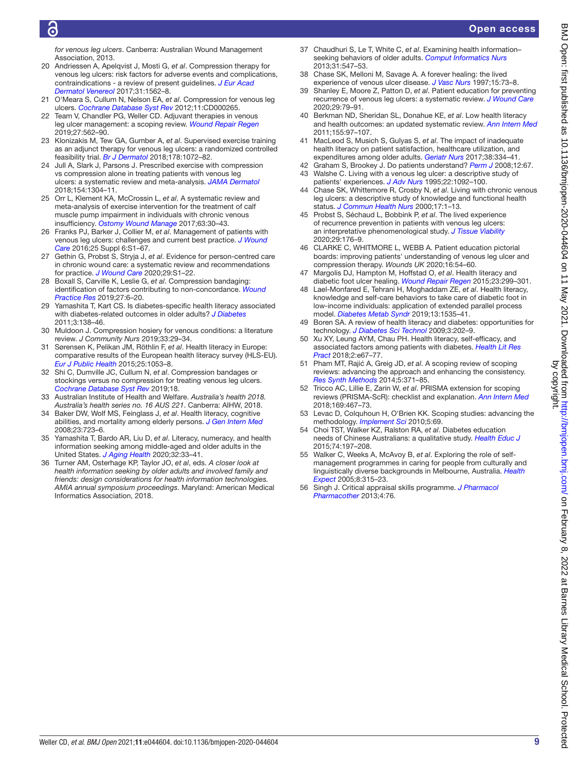*for venous leg ulcers*. Canberra: Australian Wound Management Association, 2013.

20. Andriessen A, Apelqvist J, Mosti G, *et al*. Compression therapy for venous leg ulcers: risk factors for adverse events and complications, contraindications - a review of present guidelines. *J Eur Acad Dermatol Venereol* 2017;31:1562–8.
21. O'Meara S, Cullum N, Nelson EA, *et al*. Compression for venous leg ulcers. *Cochrane Database Syst Rev* 2012;11:CD000265.
22. Team V, Chandler PG, Weller CD. Adjuvant therapies in venous leg ulcer management: a scoping review. *Wound Repair Regen* 2019;27:562–90.
23. Klonizakis M, Tew GA, Gumber A, *et al*. Supervised exercise training as an adjunct therapy for venous leg ulcers: a randomized controlled feasibility trial. *Br J Dermatol* 2018;178:1072–82.
24. Jull A, Slark J, Parsons J. Prescribed exercise with compression vs compression alone in treating patients with venous leg ulcers: a systematic review and meta-analysis. *JAMA Dermatol* 2018;154:1304–11.
25. Orr L, Klement KA, McCrossin L, *et al*. A systematic review and meta-analysis of exercise intervention for the treatment of calf muscle pump impairment in individuals with chronic venous insufficiency. *Ostomy Wound Manage* 2017;63:30–43.
26. Franks PJ, Barker J, Collier M, *et al*. Management of patients with venous leg ulcers: challenges and current best practice. *J Wound Care* 2016;25 Suppl 6:S1–67.
27. Gethin G, Probst S, Stryja J, *et al*. Evidence for person-centred care in chronic wound care: a systematic review and recommendations for practice. *J Wound Care* 2020;29:S1–22.
28. Boxall S, Carville K, Leslie G, *et al*. Compression bandaging: identification of factors contributing to non-concordance. *Wound Practice Res* 2019;27:6–20.
29. Yamashita T, Kart CS. Is diabetes-specific health literacy associated with diabetes-related outcomes in older adults? *J Diabetes* 2011;3:138–46.
30. Muldoon J. Compression hosiery for venous conditions: a literature review. *J Community Nurs* 2019;33:29–34.
31. Sørensen K, Pelikan JM, Röthlin F, *et al*. Health literacy in Europe: comparative results of the European health literacy survey (HLS-EU). *Eur J Public Health* 2015;25:1053–8.
32. Shi C, Dumville JC, Cullum N, *et al*. Compression bandages or stockings versus no compression for treating venous leg ulcers. *Cochrane Database Syst Rev* 2019;18.
33. Australian Institute of Health and Welfare. *Australia's health 2018. Australia's health series no. 16 AUS 221*. Canberra: AIHW, 2018.
34. Baker DW, Wolf MS, Feinglass J, *et al*. Health literacy, cognitive abilities, and mortality among elderly persons. *J Gen Intern Med* 2008;23:723–6.
35. Yamashita T, Bardo AR, Liu D, *et al*. Literacy, numeracy, and health information seeking among middle-aged and older adults in the United States. *J Aging Health* 2020;32:33–41.
36. Turner AM, Osterhage KP, Taylor JO, *et al*, eds. *A closer look at health information seeking by older adults and involved family and friends: design considerations for health information technologies. AMIA annual symposium proceedings*. Maryland: American Medical Informatics Association, 2018.
37. Chaudhuri S, Le T, White C, *et al*. Examining health information–seeking behaviors of older adults. *Comput Informatics Nurs* 2013;31:547–53.
38. Chase SK, Melloni M, Savage A. A forever healing: the lived experience of venous ulcer disease. *J Vasc Nurs* 1997;15:73–8.
39. Shanley E, Moore Z, Patton D, *et al*. Patient education for preventing recurrence of venous leg ulcers: a systematic review. *J Wound Care* 2020;29:79–91.
40. Berkman ND, Sheridan SL, Donahue KE, *et al*. Low health literacy and health outcomes: an updated systematic review. *Ann Intern Med* 2011;155:97–107.
41. MacLeod S, Musich S, Gulyas S, *et al*. The impact of inadequate health literacy on patient satisfaction, healthcare utilization, and expenditures among older adults. *Geriatr Nurs* 2017;38:334–41.
42. Graham S, Brookey J. Do patients understand? *Perm J* 2008;12:67.
43. Walshe C. Living with a venous leg ulcer: a descriptive study of patients' experiences. *J Adv Nurs* 1995;22:1092–100.
44. Chase SK, Whittemore R, Crosby N, *et al*. Living with chronic venous leg ulcers: a descriptive study of knowledge and functional health status. *J Commun Health Nurs* 2000;17:1–13.
45. Probst S, Séchaud L, Bobbink P, *et al*. The lived experience of recurrence prevention in patients with venous leg ulcers: an interpretative phenomenological study. *J Tissue Viability* 2020;29:176–9.
46. CLARKE C, WHITMORE L, WEBB A. Patient education pictorial boards: improving patients' understanding of venous leg ulcer and compression therapy. *Wounds UK* 2020;16:54–60.
47. Margolis DJ, Hampton M, Hoffstad O, *et al*. Health literacy and diabetic foot ulcer healing. *Wound Repair Regen* 2015;23:299–301.
48. Lael-Monfared E, Tehrani H, Moghaddam ZE, *et al*. Health literacy, knowledge and self-care behaviors to take care of diabetic foot in low-income individuals: application of extended parallel process model. *Diabetes Metab Syndr* 2019;13:1535–41.
49. Boren SA. A review of health literacy and diabetes: opportunities for technology. *J Diabetes Sci Technol* 2009;3:202–9.
50. Xu XY, Leung AYM, Chau PH. Health literacy, self-efficacy, and associated factors among patients with diabetes. *Health Lit Res Pract* 2018;2:e67–77.
51. Pham MT, Rajić A, Greig JD, *et al*. A scoping review of scoping reviews: advancing the approach and enhancing the consistency. *Res Synth Methods* 2014;5:371–85.
52. Tricco AC, Lillie E, Zarin W, *et al*. PRISMA extension for scoping reviews (PRISMA-ScR): checklist and explanation. *Ann Intern Med* 2018;169:467–73.
53. Levac D, Colquhoun H, O'Brien KK. Scoping studies: advancing the methodology. *Implement Sci* 2010;5:69.
54. Choi TST, Walker KZ, Ralston RA, *et al*. Diabetes education needs of Chinese Australians: a qualitative study. *Health Educ J* 2015;74:197–208.
55. Walker C, Weeks A, McAvoy B, *et al*. Exploring the role of self-management programmes in caring for people from culturally and linguistically diverse backgrounds in Melbourne, Australia. *Health Expect* 2005;8:315–23.
56. Singh J. Critical appraisal skills programme. *J Pharmacol Pharmacother* 2013;4:76.